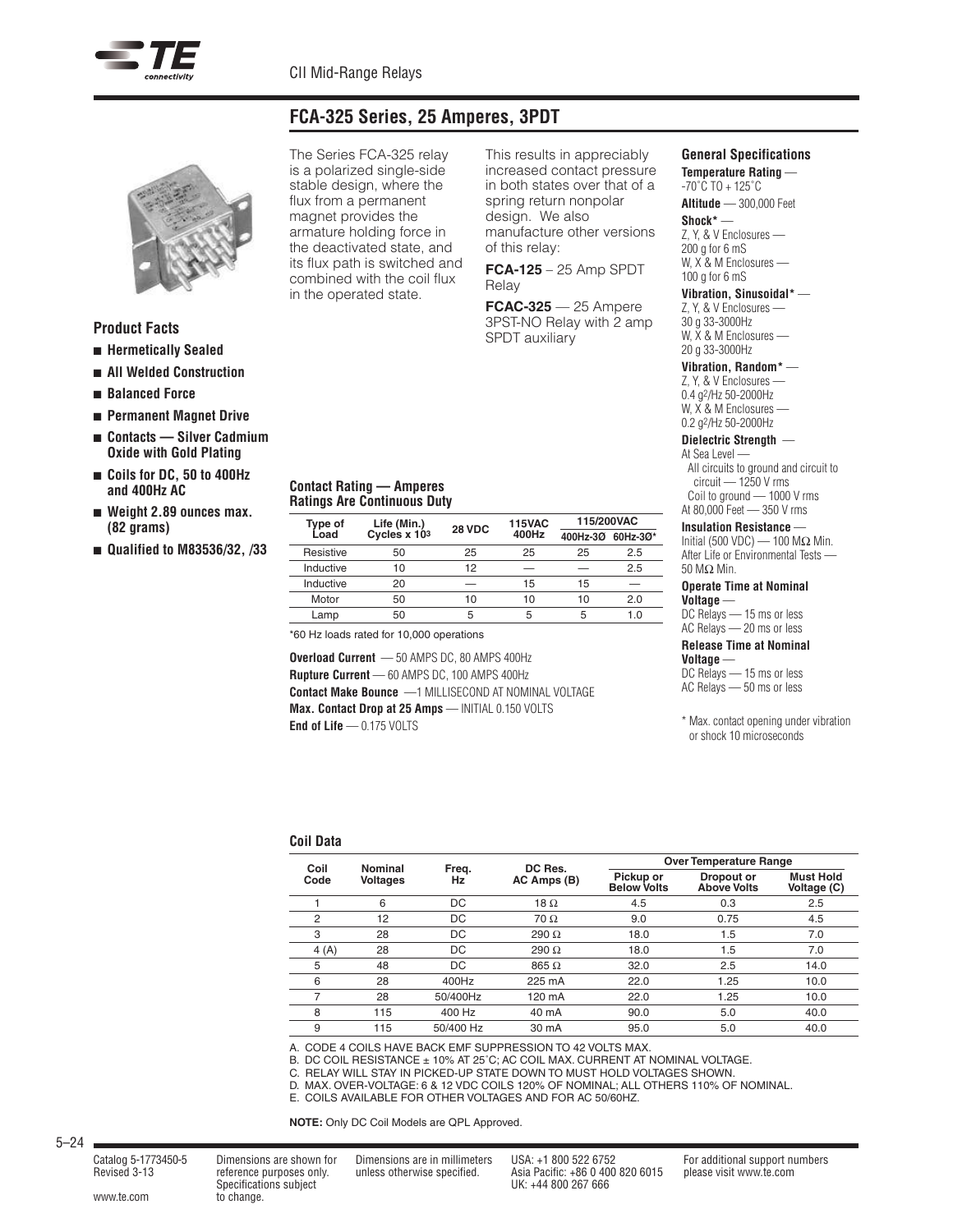# FCA-325 Series, 25 Amperes, 3PDT

The Series FCA-325 relay is a polarized single-side stable design, where the flux from a permanent magnet provides the armature holding force in the deactivated state, and its flux path is switched and combined with the coil flux in the operated state.

This results in appreciably increased contact pressure in both states over that of a spring return nonpolar design. We also manufacture other versions of this relay:

**FCA-125** – 25 Amp SPDT Relay

**FCAC-325** — 25 Ampere 3PST-NO Relay with 2 amp SPDT auxiliary

### Product Facts

- **Hermetically Sealed**
- **All Welded Construction**
- **Balanced Force**
- **Permanent Magnet Drive**
- **Contacts — Silver Cadmium Oxide with Gold Plating**
- **Coils for DC, 50 to 400Hz and 400Hz AC**
- **Weight 2.89 ounces max. (82 grams)**
- **Qualified to M83536/32, /33**

### Contact Rating — Amperes Ratings Are Continuous Duty

| Type of Load | Life (Min.) Cycles x $10^3$ | 28 VDC | 115VAC 400Hz | 115/200VAC | |
|---|---|---|---|---|---|
| | | | | 400Hz-3Ø | 60Hz-3Ø* |
| Resistive | 50 | 25 | 25 | 25 | 2.5 |
| Inductive | 10 | 12 | — | — | 2.5 |
| Inductive | 20 | — | 15 | 15 | — |
| Motor | 50 | 10 | 10 | 10 | 2.0 |
| Lamp | 50 | 5 | 5 | 5 | 1.0 |

*60 Hz loads rated for 10,000 operations

**Overload Current** — 50 AMPS DC, 80 AMPS 400Hz
**Rupture Current** — 60 AMPS DC, 100 AMPS 400Hz
**Contact Make Bounce** —1 MILLISECOND AT NOMINAL VOLTAGE
**Max. Contact Drop at 25 Amps** — INITIAL 0.150 VOLTS
**End of Life** — 0.175 VOLTS

### General Specifications

**Temperature Rating** — -70°C TO + 125°C

**Altitude** — 300,000 Feet

**Shock*** —
Z, Y, & V Enclosures — 200 g for 6 mS
W, X & M Enclosures — 100 g for 6 mS

**Vibration, Sinusoidal*** —
Z, Y, & V Enclosures — 30 g 33-3000Hz
W, X & M Enclosures — 20 g 33-3000Hz

**Vibration, Random*** —
Z, Y, & V Enclosures — 0.4 $g^2$/Hz 50-2000Hz
W, X & M Enclosures — 0.2 $g^2$/Hz 50-2000Hz

**Dielectric Strength** —
At Sea Level —
All circuits to ground and circuit to circuit — 1250 V rms
Coil to ground — 1000 V rms
At 80,000 Feet — 350 V rms

**Insulation Resistance** —
Initial (500 VDC) — 100 MΩ Min.
After Life or Environmental Tests — 50 MΩ Min.

**Operate Time at Nominal Voltage** —
DC Relays — 15 ms or less
AC Relays — 20 ms or less

**Release Time at Nominal Voltage** —
DC Relays — 15 ms or less
AC Relays — 50 ms or less

\* Max. contact opening under vibration or shock 10 microseconds

### Coil Data

| Coil Code | Nominal Voltages | Freq. Hz | DC Res. AC Amps (B) | Over Temperature Range | | |
|---|---|---|---|---|---|---|
| | | | | Pickup or Below Volts | Dropout or Above Volts | Must Hold Voltage (C) |
| 1 | 6 | DC | 18 Ω | 4.5 | 0.3 | 2.5 |
| 2 | 12 | DC | 70 Ω | 9.0 | 0.75 | 4.5 |
| 3 | 28 | DC | 290 Ω | 18.0 | 1.5 | 7.0 |
| 4 (A) | 28 | DC | 290 Ω | 18.0 | 1.5 | 7.0 |
| 5 | 48 | DC | 865 Ω | 32.0 | 2.5 | 14.0 |
| 6 | 28 | 400Hz | 225 mA | 22.0 | 1.25 | 10.0 |
| 7 | 28 | 50/400Hz | 120 mA | 22.0 | 1.25 | 10.0 |
| 8 | 115 | 400 Hz | 40 mA | 90.0 | 5.0 | 40.0 |
| 9 | 115 | 50/400 Hz | 30 mA | 95.0 | 5.0 | 40.0 |

A. CODE 4 COILS HAVE BACK EMF SUPPRESSION TO 42 VOLTS MAX.
B. DC COIL RESISTANCE ± 10% AT 25°C; AC COIL MAX. CURRENT AT NOMINAL VOLTAGE.
C. RELAY WILL STAY IN PICKED-UP STATE DOWN TO MUST HOLD VOLTAGES SHOWN.
D. MAX. OVER-VOLTAGE: 6 & 12 VDC COILS 120% OF NOMINAL; ALL OTHERS 110% OF NOMINAL.
E. COILS AVAILABLE FOR OTHER VOLTAGES AND FOR AC 50/60HZ.

**NOTE:** Only DC Coil Models are QPL Approved.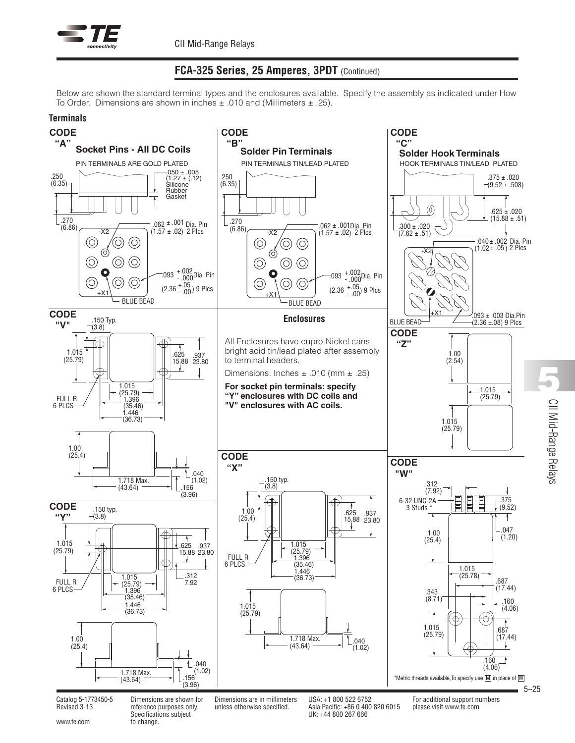## FCA-325 Series, 25 Amperes, 3PDT (Continued)

Below are shown the standard terminal types and the enclosures available. Specify the assembly as indicated under How To Order. Dimensions are shown in inches ± .010 and (Millimeters ± .25).

### Terminals

**CODE "A"**
**Socket Pins - All DC Coils**

PIN TERMINALS ARE GOLD PLATED

.050 ± .005 (1.27 ± (.12) Silicone Rubber Gasket

.250 (6.35)

.270 (6.86)

.062 ± .001 Dia. Pin (1.57 ± .02) 2 Plcs

-X2

.093 +.002/-.000 Dia. Pin (2.36 +.05/-.00) 9 Plcs

+X1

BLUE BEAD

**CODE "B"**
**Solder Pin Terminals**

PIN TERMINALS TIN/LEAD PLATED

.250 (6.35)

.270 (6.86)

.062 ± .001Dia. Pin (1.57 ± .02) 2 Plcs

-X2

.093 +.002/-.000 Dia. Pin (2.36 +.05/-.00) 9 Plcs

+X1

BLUE BEAD

**CODE "C"**
**Solder Hook Terminals**

HOOK TERMINALS TIN/LEAD PLATED

.375 ± .020 (9.52 ± .508)

.625 ± .020 (15.88 ± .51)

.300 ± .020 (7.62 ± .51)

.040 ± .002 Dia. Pin (1.02 ± .05) 2 Plcs

-X2

+X1

BLUE BEAD

.093 ± .003 Dia.Pin (2.36 ±.08) 9 Plcs

### Enclosures

All Enclosures have cupro-Nickel cans bright acid tin/lead plated after assembly to terminal headers.

Dimensions: Inches ± .010 (mm ± .25)

**For socket pin terminals: specify "Y" enclosures with DC coils and "V" enclosures with AC coils.**

**CODE "V"**

.150 Typ. (3.8)

1.015 (25.79)

.625 15.88

.937 23.80

1.015 (25.79)

1.396 (35.46)

1.446 (36.73)

FULL R 6 PLCS

1.00 (25.4)

1.718 Max. (43.64)

.040 (1.02)

.156 (3.96)

**CODE "Y"**

.150 typ. (3.8)

1.015 (25.79)

.625 15.88

.937 23.80

.312 7.92

1.015 (25.79)

1.396 (35.46)

1.446 (36.73)

FULL R 6 PLCS

1.00 (25.4)

1.718 Max. (43.64)

.040 (1.02)

.156 (3.96)

**CODE "X"**

.150 typ. (3.8)

1.00 (25.4)

.625 15.88

.937 23.80

1.015 (25.79)

1.396 (35.46)

1.446 (36.73)

FULL R 6 PLCS

1.015 (25.79)

1.718 Max. (43.64)

.040 (1.02)

**CODE "Z"**

1.00 (2.54)

1.015 (25.79)

1.015 (25.79)

**CODE "W"**

.312 (7.92)

6-32 UNC-2A 3 Studs *

.375 (9.52)

.047 (1.20)

1.00 (25.4)

1.015 (25.78)

.343 (8.71)

.687 (17.44)

.160 (4.06)

1.015 (25.79)

.687 (17.44)

.160 (4.06)

*Metric threads available,To specify use [M] in place of [W]

Catalog 5-1773450-5
Revised 3-13

www.te.com

Dimensions are shown for reference purposes only. Specifications subject to change.

Dimensions are in millimeters unless otherwise specified.

USA: +1 800 522 6752
Asia Pacific: +86 0 400 820 6015
UK: +44 800 267 666

For additional support numbers please visit www.te.com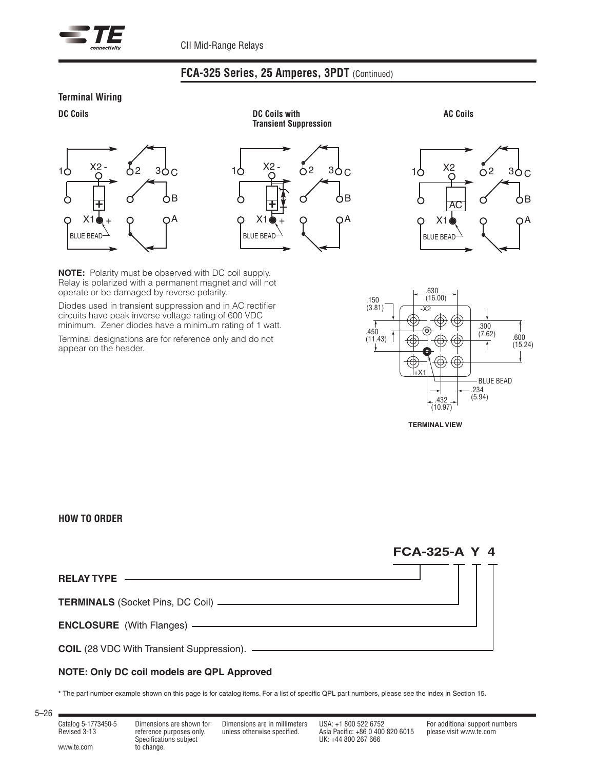## FCA-325 Series, 25 Amperes, 3PDT (Continued)

### Terminal Wiring

**DC Coils**

1 X2 - 2 3 C
B
X1 +
A
BLUE BEAD

**DC Coils with Transient Suppression**

1 X2 - 2 3 C
B
X1 +
A
BLUE BEAD

**AC Coils**

1 X2 2 3 C
AC
B
X1
A
BLUE BEAD

**NOTE:** Polarity must be observed with DC coil supply. Relay is polarized with a permanent magnet and will not operate or be damaged by reverse polarity.

Diodes used in transient suppression and in AC rectifier circuits have peak inverse voltage rating of 600 VDC minimum. Zener diodes have a minimum rating of 1 watt.

Terminal designations are for reference only and do not appear on the header.

.630
(16.00)
.150
(3.81)
-X2
.300
(7.62)
.450
(11.43)
.600
(15.24)
+X1
BLUE BEAD
.234
(5.94)
.432
(10.97)

**TERMINAL VIEW**

### HOW TO ORDER

**FCA-325-A Y 4**

**RELAY TYPE**

**TERMINALS** (Socket Pins, DC Coil)

**ENCLOSURE** (With Flanges)

**COIL** (28 VDC With Transient Suppression).

**NOTE: Only DC coil models are QPL Approved**

* The part number example shown on this page is for catalog items. For a list of specific QPL part numbers, please see the index in Section 15.